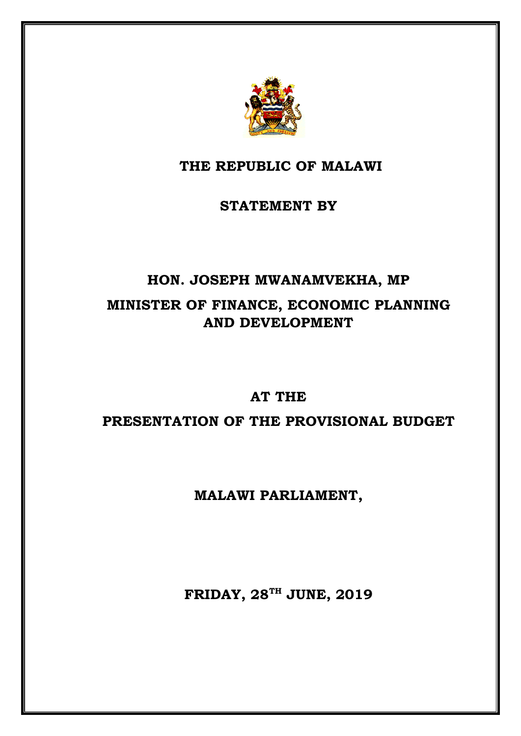# THE REPUBLIC OF MALAWI

## STATEMENT BY

## HON. JOSEPH MWANAMVEKHA, MP

## MINISTER OF FINANCE, ECONOMIC PLANNING AND DEVELOPMENT

## AT THE

## PRESENTATION OF THE PROVISIONAL BUDGET

## MALAWI PARLIAMENT,

## FRIDAY, 28TH JUNE, 2019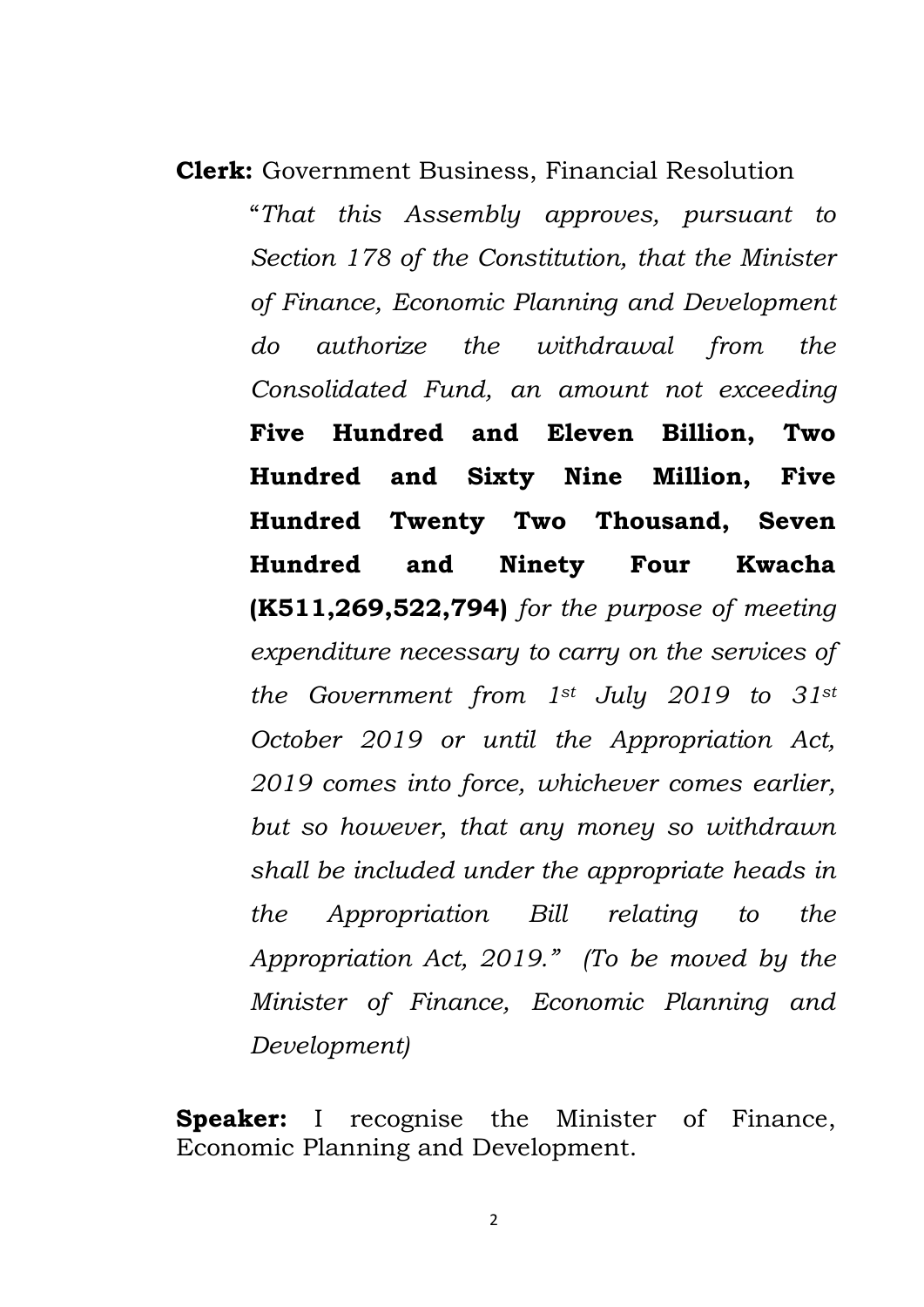**Clerk:** Government Business, Financial Resolution

"*That this Assembly approves, pursuant to Section 178 of the Constitution, that the Minister of Finance, Economic Planning and Development do authorize the withdrawal from the Consolidated Fund, an amount not exceeding* **Five Hundred and Eleven Billion, Two Hundred and Sixty Nine Million, Five Hundred Twenty Two Thousand, Seven Hundred and Ninety Four Kwacha (K511,269,522,794)** *for the purpose of meeting expenditure necessary to carry on the services of the Government from 1st July 2019 to 31st October 2019 or until the Appropriation Act, 2019 comes into force, whichever comes earlier, but so however, that any money so withdrawn shall be included under the appropriate heads in the Appropriation Bill relating to the Appropriation Act, 2019." (To be moved by the Minister of Finance, Economic Planning and Development)*

**Speaker:** I recognise the Minister of Finance, Economic Planning and Development.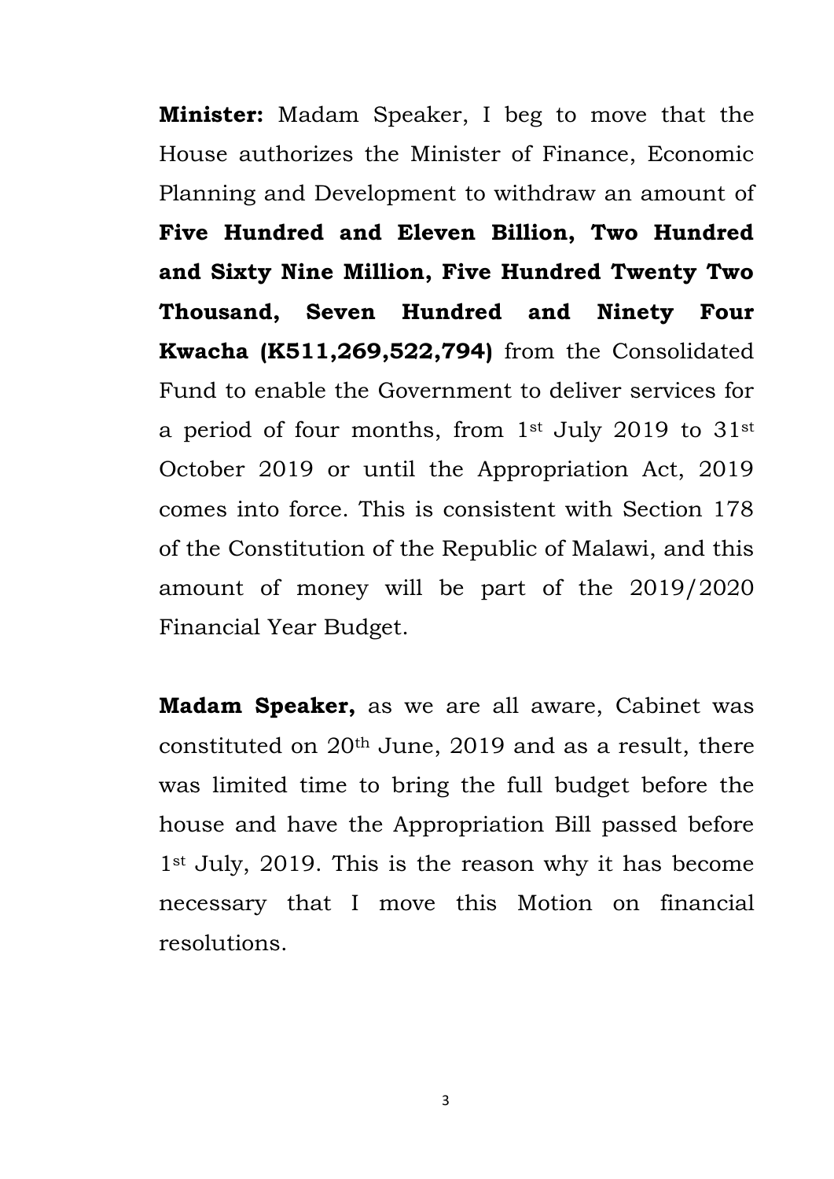**Minister:** Madam Speaker, I beg to move that the House authorizes the Minister of Finance, Economic Planning and Development to withdraw an amount of **Five Hundred and Eleven Billion, Two Hundred and Sixty Nine Million, Five Hundred Twenty Two Thousand, Seven Hundred and Ninety Four Kwacha (K511,269,522,794)** from the Consolidated Fund to enable the Government to deliver services for a period of four months, from 1st July 2019 to 31st October 2019 or until the Appropriation Act, 2019 comes into force. This is consistent with Section 178 of the Constitution of the Republic of Malawi, and this amount of money will be part of the 2019/2020 Financial Year Budget.

**Madam Speaker,** as we are all aware, Cabinet was constituted on 20th June, 2019 and as a result, there was limited time to bring the full budget before the house and have the Appropriation Bill passed before 1st July, 2019. This is the reason why it has become necessary that I move this Motion on financial resolutions.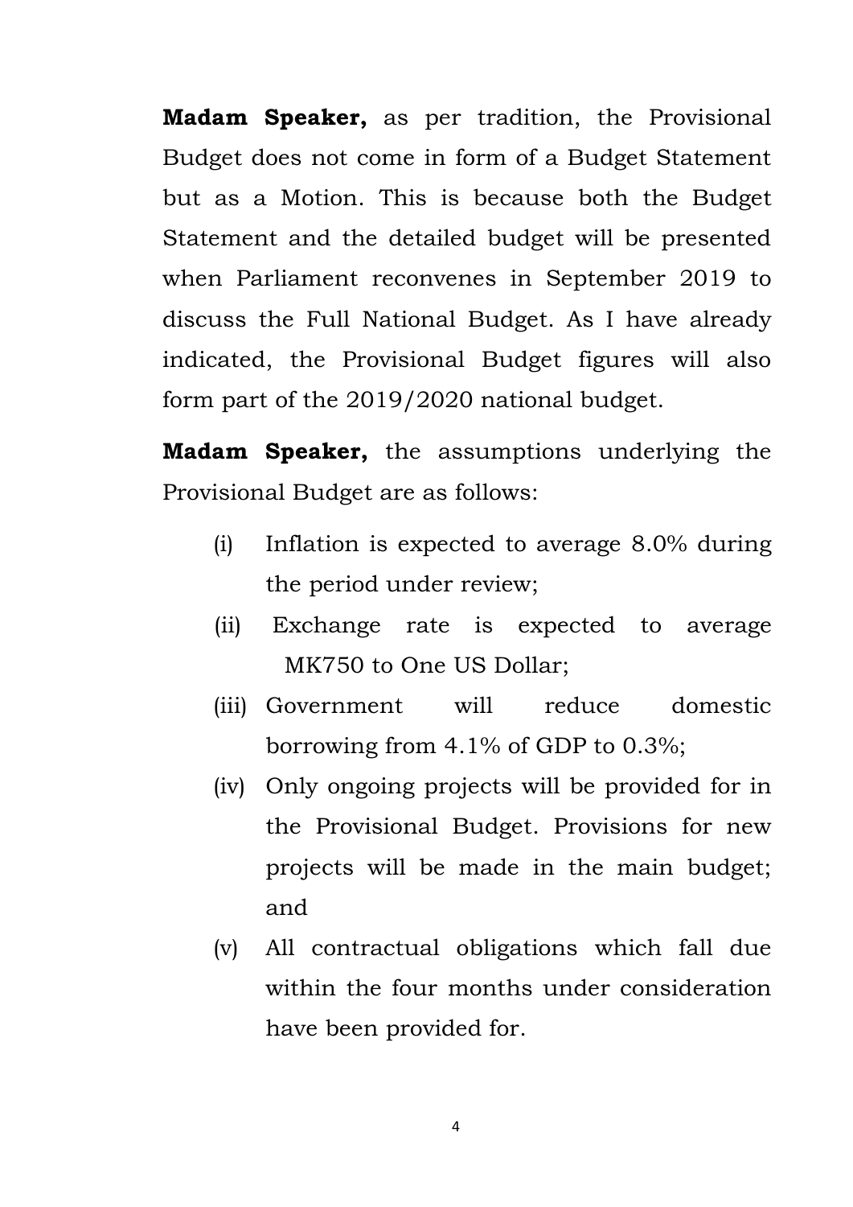**Madam Speaker,** as per tradition, the Provisional Budget does not come in form of a Budget Statement but as a Motion. This is because both the Budget Statement and the detailed budget will be presented when Parliament reconvenes in September 2019 to discuss the Full National Budget. As I have already indicated, the Provisional Budget figures will also form part of the 2019/2020 national budget.

**Madam Speaker,** the assumptions underlying the Provisional Budget are as follows:

(i) Inflation is expected to average 8.0% during the period under review;

(ii) Exchange rate is expected to average MK750 to One US Dollar;

(iii) Government will reduce domestic borrowing from 4.1% of GDP to 0.3%;

(iv) Only ongoing projects will be provided for in the Provisional Budget. Provisions for new projects will be made in the main budget; and

(v) All contractual obligations which fall due within the four months under consideration have been provided for.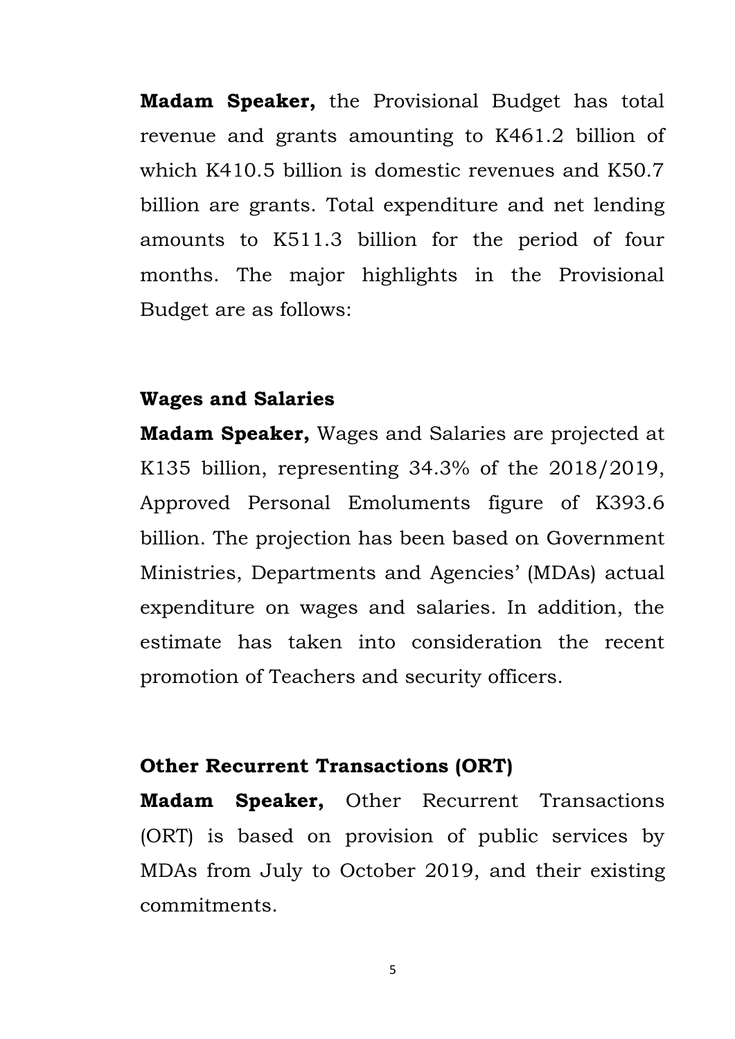**Madam Speaker,** the Provisional Budget has total revenue and grants amounting to K461.2 billion of which K410.5 billion is domestic revenues and K50.7 billion are grants. Total expenditure and net lending amounts to K511.3 billion for the period of four months. The major highlights in the Provisional Budget are as follows:

## Wages and Salaries

**Madam Speaker,** Wages and Salaries are projected at K135 billion, representing 34.3% of the 2018/2019, Approved Personal Emoluments figure of K393.6 billion. The projection has been based on Government Ministries, Departments and Agencies' (MDAs) actual expenditure on wages and salaries. In addition, the estimate has taken into consideration the recent promotion of Teachers and security officers.

## Other Recurrent Transactions (ORT)

**Madam Speaker,** Other Recurrent Transactions (ORT) is based on provision of public services by MDAs from July to October 2019, and their existing commitments.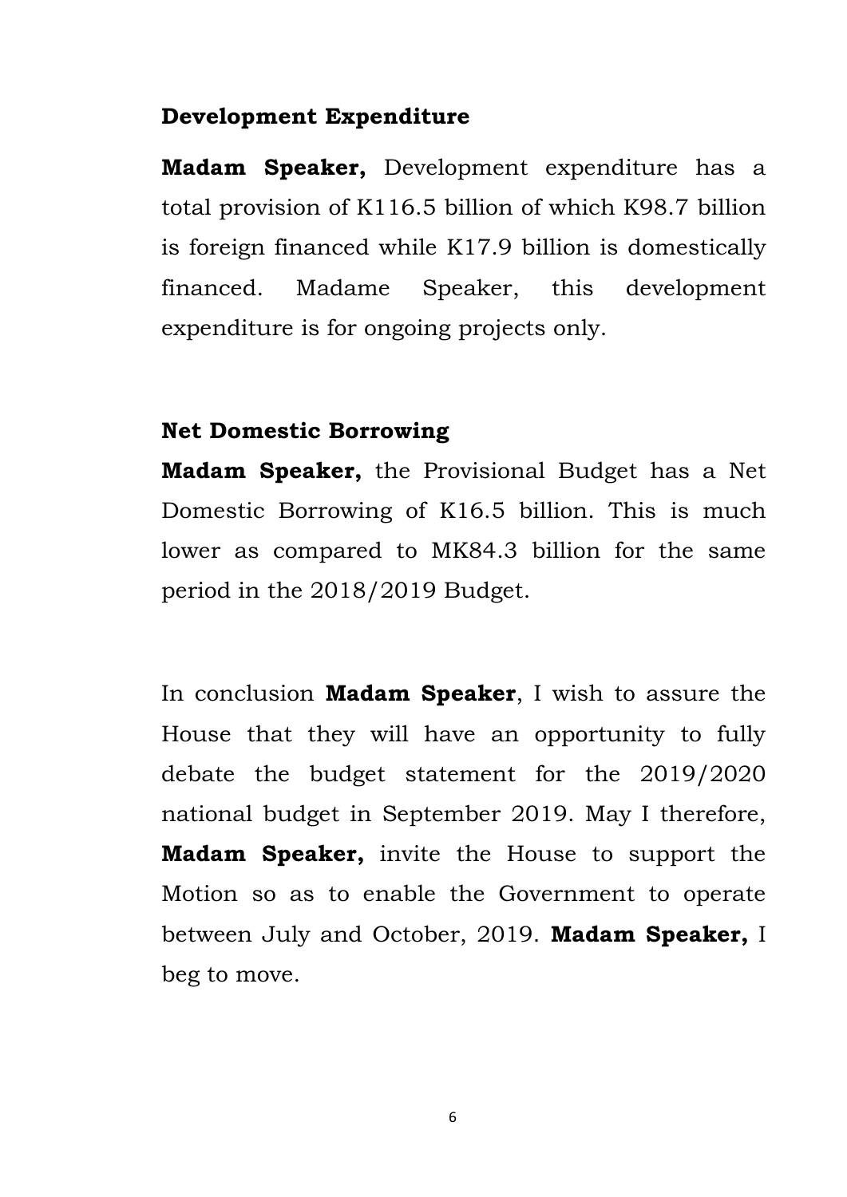### Development Expenditure

**Madam Speaker,** Development expenditure has a total provision of K116.5 billion of which K98.7 billion is foreign financed while K17.9 billion is domestically financed. Madame Speaker, this development expenditure is for ongoing projects only.

### Net Domestic Borrowing

**Madam Speaker,** the Provisional Budget has a Net Domestic Borrowing of K16.5 billion. This is much lower as compared to MK84.3 billion for the same period in the 2018/2019 Budget.

In conclusion **Madam Speaker**, I wish to assure the House that they will have an opportunity to fully debate the budget statement for the 2019/2020 national budget in September 2019. May I therefore, **Madam Speaker,** invite the House to support the Motion so as to enable the Government to operate between July and October, 2019. **Madam Speaker,** I beg to move.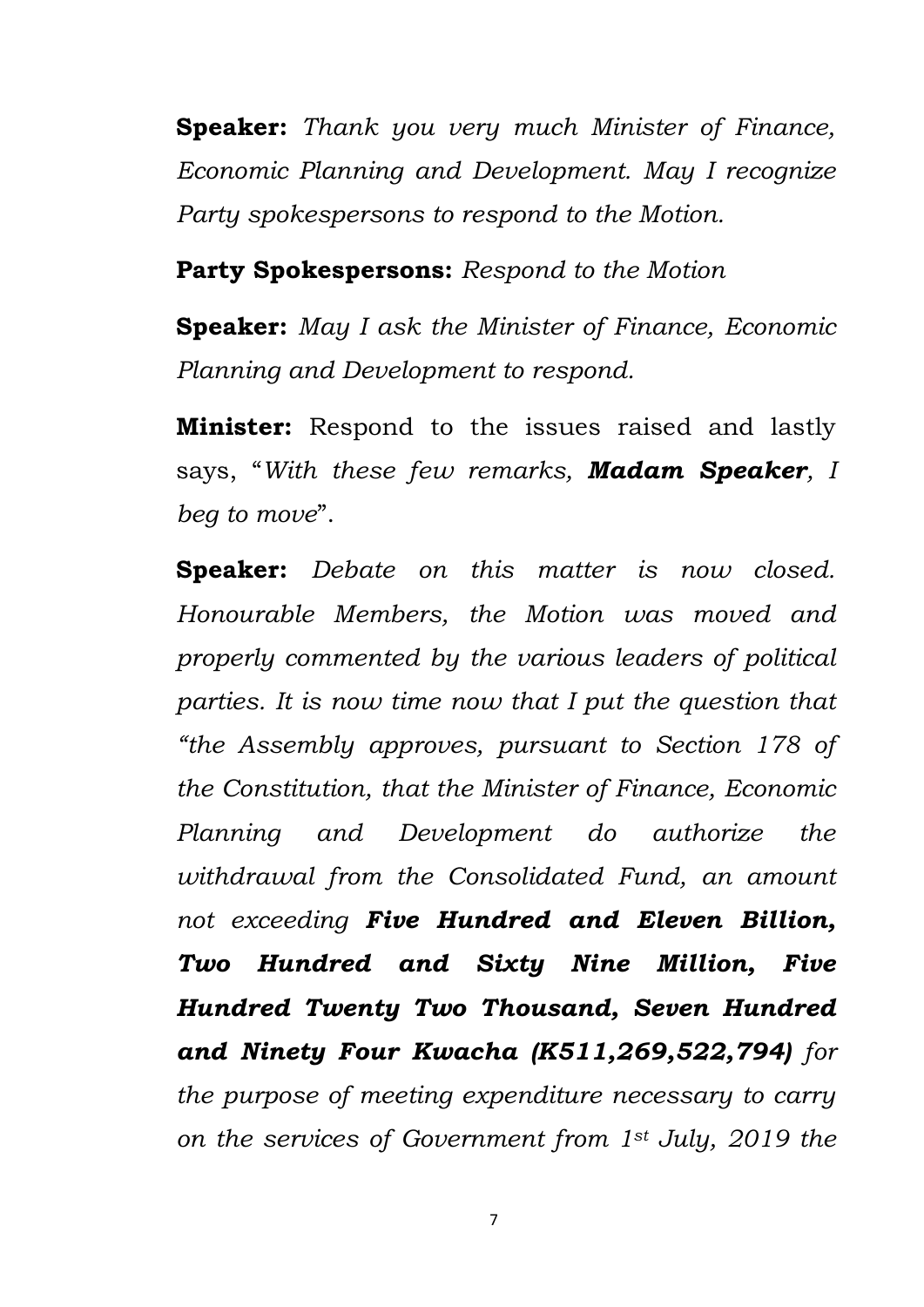**Speaker:** *Thank you very much Minister of Finance, Economic Planning and Development. May I recognize Party spokespersons to respond to the Motion.*

**Party Spokespersons:** *Respond to the Motion*

**Speaker:** *May I ask the Minister of Finance, Economic Planning and Development to respond.*

**Minister:** Respond to the issues raised and lastly says, "*With these few remarks, **Madam Speaker**, I beg to move*".

**Speaker:** *Debate on this matter is now closed. Honourable Members, the Motion was moved and properly commented by the various leaders of political parties. It is now time now that I put the question that "the Assembly approves, pursuant to Section 178 of the Constitution, that the Minister of Finance, Economic Planning and Development do authorize the withdrawal from the Consolidated Fund, an amount not exceeding **Five Hundred and Eleven Billion, Two Hundred and Sixty Nine Million, Five Hundred Twenty Two Thousand, Seven Hundred and Ninety Four Kwacha (K511,269,522,794)** for the purpose of meeting expenditure necessary to carry on the services of Government from 1st July, 2019 the*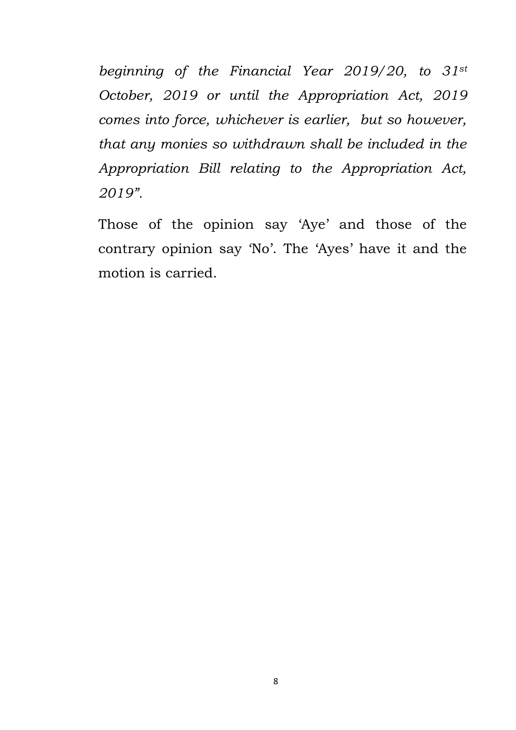*beginning of the Financial Year 2019/20, to 31st October, 2019 or until the Appropriation Act, 2019 comes into force, whichever is earlier, but so however, that any monies so withdrawn shall be included in the Appropriation Bill relating to the Appropriation Act, 2019".*

Those of the opinion say 'Aye' and those of the contrary opinion say 'No'. The 'Ayes' have it and the motion is carried.